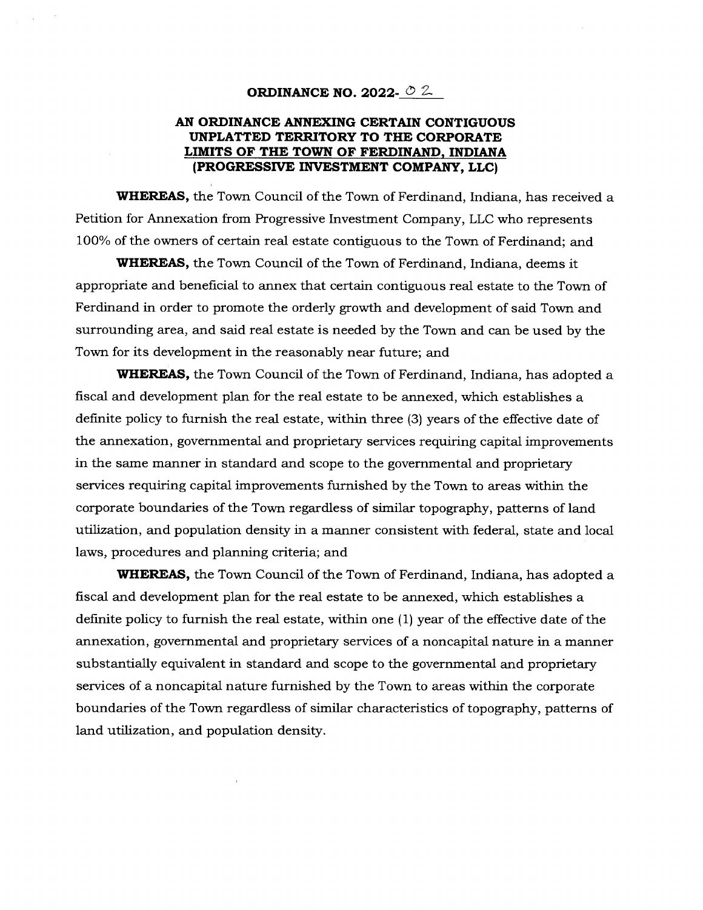**ORDINANCE NO. 2022-02**

**AN ORDINANCE ANNEXING CERTAIN CONTIGUOUS UNPLATTED TERRITORY TO THE CORPORATE LIMITS OF THE TOWN OF FERDINAND, INDIANA (PROGRESSIVE INVESTMENT COMPANY, LLC)**

**WHEREAS,** the Town Council of the Town of Ferdinand, Indiana, has received a Petition for Annexation from Progressive Investment Company, LLC who represents 100% of the owners of certain real estate contiguous to the Town of Ferdinand; and

**WHEREAS,** the Town Council of the Town of Ferdinand, Indiana, deems it appropriate and beneficial to annex that certain contiguous real estate to the Town of Ferdinand in order to promote the orderly growth and development of said Town and surrounding area, and said real estate is needed by the Town and can be used by the Town for its development in the reasonably near future; and

**WHEREAS,** the Town Council of the Town of Ferdinand, Indiana, has adopted a fiscal and development plan for the real estate to be annexed, which establishes a definite policy to furnish the real estate, within three (3) years of the effective date of the annexation, governmental and proprietary services requiring capital improvements in the same manner in standard and scope to the governmental and proprietary services requiring capital improvements furnished by the Town to areas within the corporate boundaries of the Town regardless of similar topography, patterns of land utilization, and population density in a manner consistent with federal, state and local laws, procedures and planning criteria; and

**WHEREAS,** the Town Council of the Town of Ferdinand, Indiana, has adopted a fiscal and development plan for the real estate to be annexed, which establishes a definite policy to furnish the real estate, within one (1) year of the effective date of the annexation, governmental and proprietary services of a noncapital nature in a manner substantially equivalent in standard and scope to the governmental and proprietary services of a noncapital nature furnished by the Town to areas within the corporate boundaries of the Town regardless of similar characteristics of topography, patterns of land utilization, and population density.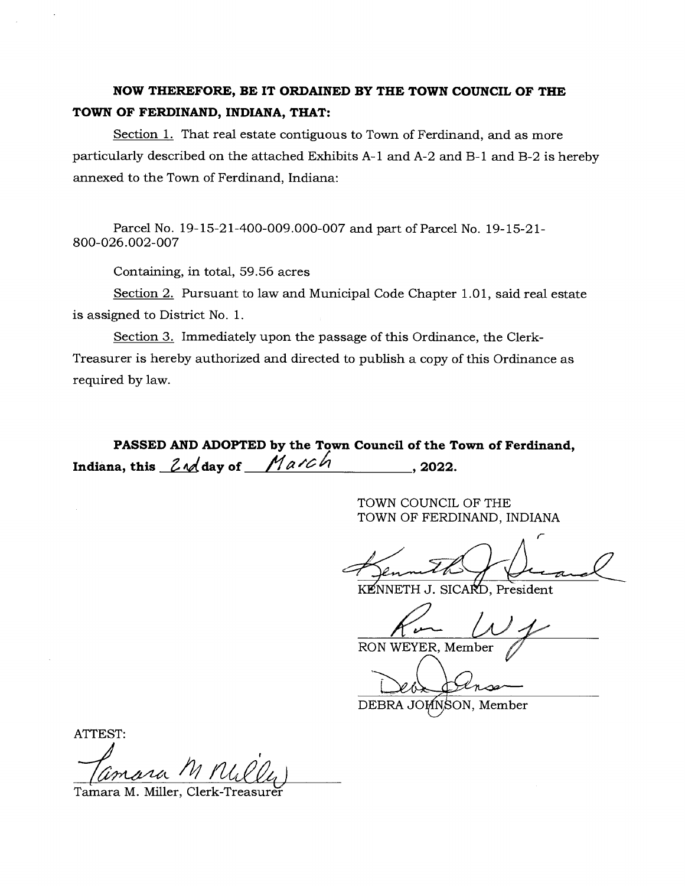**NOW THEREFORE, BE IT ORDAINED BY THE TOWN COUNCIL OF THE TOWN OF FERDINAND, INDIANA, THAT:**

Section 1. That real estate contiguous to Town of Ferdinand, and as more particularly described on the attached Exhibits A-1 and A-2 and B-1 and B-2 is hereby annexed to the Town of Ferdinand, Indiana:

Parcel No. 19-15-21-400-009.000-007 and part of Parcel No. 19-15-21-800-026.002-007

Containing, in total, 59.56 acres

Section 2. Pursuant to law and Municipal Code Chapter 1.01, said real estate is assigned to District No. 1.

Section 3. Immediately upon the passage of this Ordinance, the Clerk-Treasurer is hereby authorized and directed to publish a copy of this Ordinance as required by law.

**PASSED AND ADOPTED by the Town Council of the Town of Ferdinand, Indiana, this 2nd day of March, 2022.**

TOWN COUNCIL OF THE
TOWN OF FERDINAND, INDIANA

KENNETH J. SICARD, President

RON WEYER, Member

DEBRA JOHNSON, Member

ATTEST:

Tamara M. Miller, Clerk-Treasurer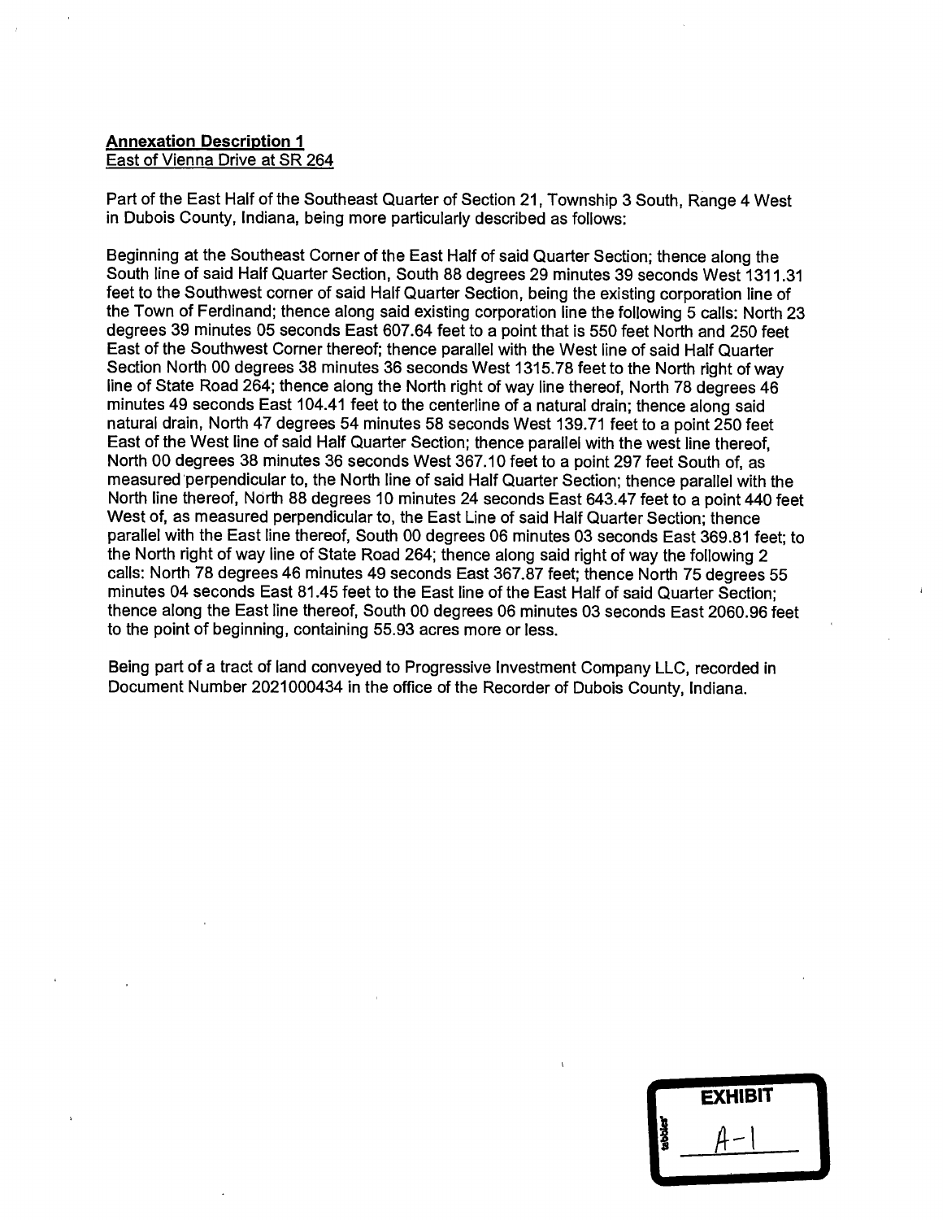**Annexation Description 1**
East of Vienna Drive at SR 264

Part of the East Half of the Southeast Quarter of Section 21, Township 3 South, Range 4 West in Dubois County, Indiana, being more particularly described as follows:

Beginning at the Southeast Corner of the East Half of said Quarter Section; thence along the South line of said Half Quarter Section, South 88 degrees 29 minutes 39 seconds West 1311.31 feet to the Southwest corner of said Half Quarter Section, being the existing corporation line of the Town of Ferdinand; thence along said existing corporation line the following 5 calls: North 23 degrees 39 minutes 05 seconds East 607.64 feet to a point that is 550 feet North and 250 feet East of the Southwest Corner thereof; thence parallel with the West line of said Half Quarter Section North 00 degrees 38 minutes 36 seconds West 1315.78 feet to the North right of way line of State Road 264; thence along the North right of way line thereof, North 78 degrees 46 minutes 49 seconds East 104.41 feet to the centerline of a natural drain; thence along said natural drain, North 47 degrees 54 minutes 58 seconds West 139.71 feet to a point 250 feet East of the West line of said Half Quarter Section; thence parallel with the west line thereof, North 00 degrees 38 minutes 36 seconds West 367.10 feet to a point 297 feet South of, as measured perpendicular to, the North line of said Half Quarter Section; thence parallel with the North line thereof, North 88 degrees 10 minutes 24 seconds East 643.47 feet to a point 440 feet West of, as measured perpendicular to, the East Line of said Half Quarter Section; thence parallel with the East line thereof, South 00 degrees 06 minutes 03 seconds East 369.81 feet; to the North right of way line of State Road 264; thence along said right of way the following 2 calls: North 78 degrees 46 minutes 49 seconds East 367.87 feet; thence North 75 degrees 55 minutes 04 seconds East 81.45 feet to the East line of the East Half of said Quarter Section; thence along the East line thereof, South 00 degrees 06 minutes 03 seconds East 2060.96 feet to the point of beginning, containing 55.93 acres more or less.

Being part of a tract of land conveyed to Progressive Investment Company LLC, recorded in Document Number 2021000434 in the office of the Recorder of Dubois County, Indiana.

EXHIBIT A-1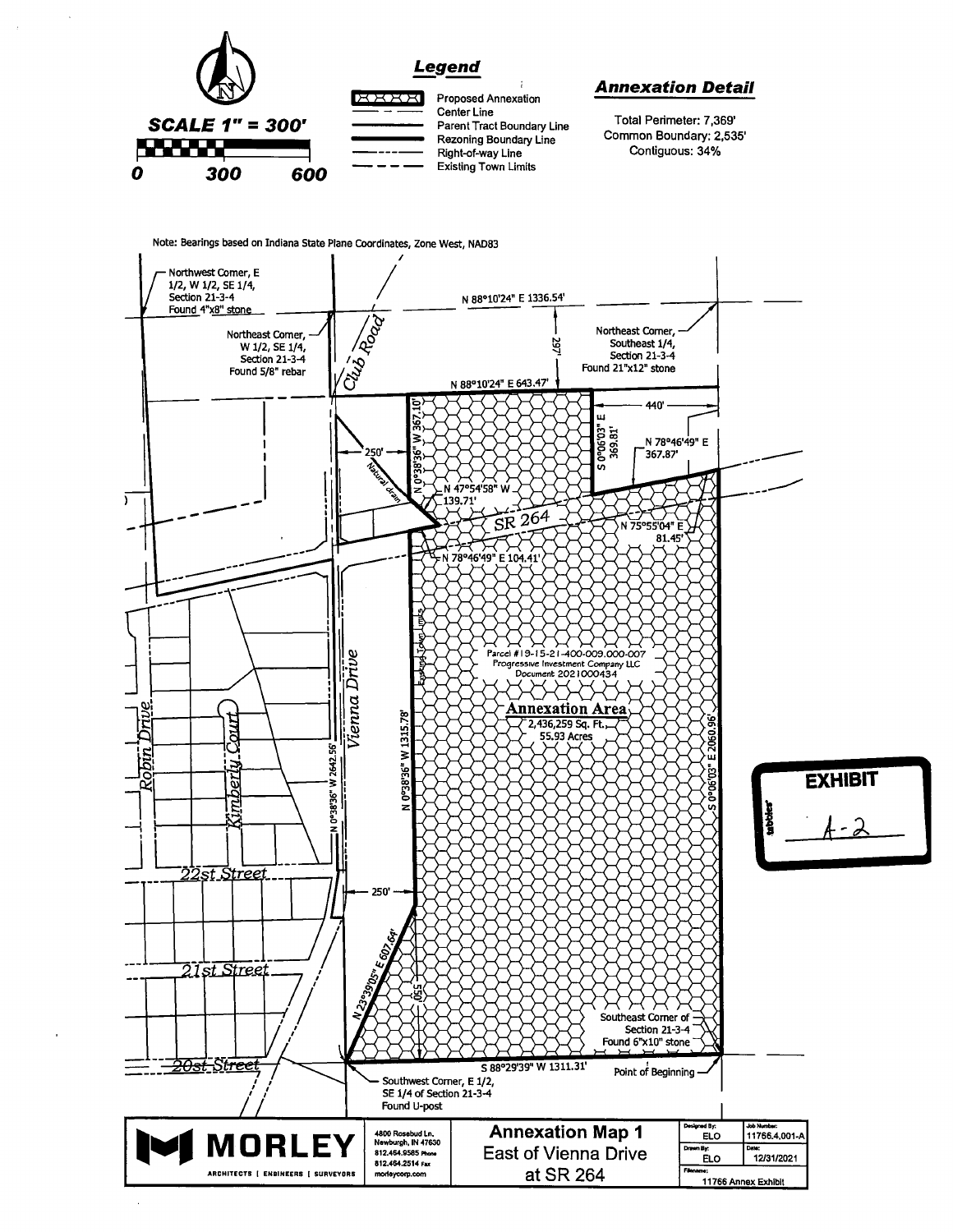**SCALE 1" = 300'**

0 300 600

## Legend

- Proposed Annexation
- Center Line
- Parent Tract Boundary Line
- Rezoning Boundary Line
- Right-of-way Line
- Existing Town Limits

## Annexation Detail

Total Perimeter: 7,369'
Common Boundary: 2,535'
Contiguous: 34%

Note: Bearings based on Indiana State Plane Coordinates, Zone West, NAD83

Northwest Corner, E 1/2, W 1/2, SE 1/4, Section 21-3-4 Found 4"x8" stone

Northeast Corner, W 1/2, SE 1/4, Section 21-3-4 Found 5/8" rebar

Club Road

N 88°10'24" E 1336.54'

297'

Northeast Corner, Southeast 1/4, Section 21-3-4 Found 21"x12" stone

N 88°10'24" E 643.47'

440'

N 0°38'36" W 367.10'

S 0°06'03" E 369.81'

N 78°46'49" E 367.87'

250'

Natural drain

N 47°54'58" W 139.71'

SR 264

N 75°55'04" E 81.45'

N 78°46'49" E 104.41'

Existing Town Limits

Parcel #19-15-21-400-009.000-007
Progressive Investment Company LLC
Document 2021000434

**Annexation Area**
2,436,259 Sq. Ft.
55.93 Acres

Robin Drive

Kimberly Court

Vienna Drive

N 0°38'36" W 2642.56'

N 0°38'36" W 1315.78'

S 0°06'03" E 2060.96'

22st Street

250'

21st Street

N 23°39'05" E 607.64'

550'

Southeast Corner of Section 21-3-4 Found 6"x10" stone

20st Street

S 88°29'39" W 1311.31'

Point of Beginning

Southwest Corner, E 1/2, SE 1/4 of Section 21-3-4 Found U-post

EXHIBIT A-2

**MORLEY** — ARCHITECTS | ENGINEERS | SURVEYORS

4800 Rosebud Ln.
Newburgh, IN 47630
812.464.9585 Phone
812.464.2514 Fax
morleycorp.com

**Annexation Map 1**
East of Vienna Drive
at SR 264

| Designed By: | Job Number: |
|---|---|
| ELO | 11766.4.001-A |
| Drawn By: | Date: |
| ELO | 12/31/2021 |
| Filename: | |
| 11766 Annex Exhibit | |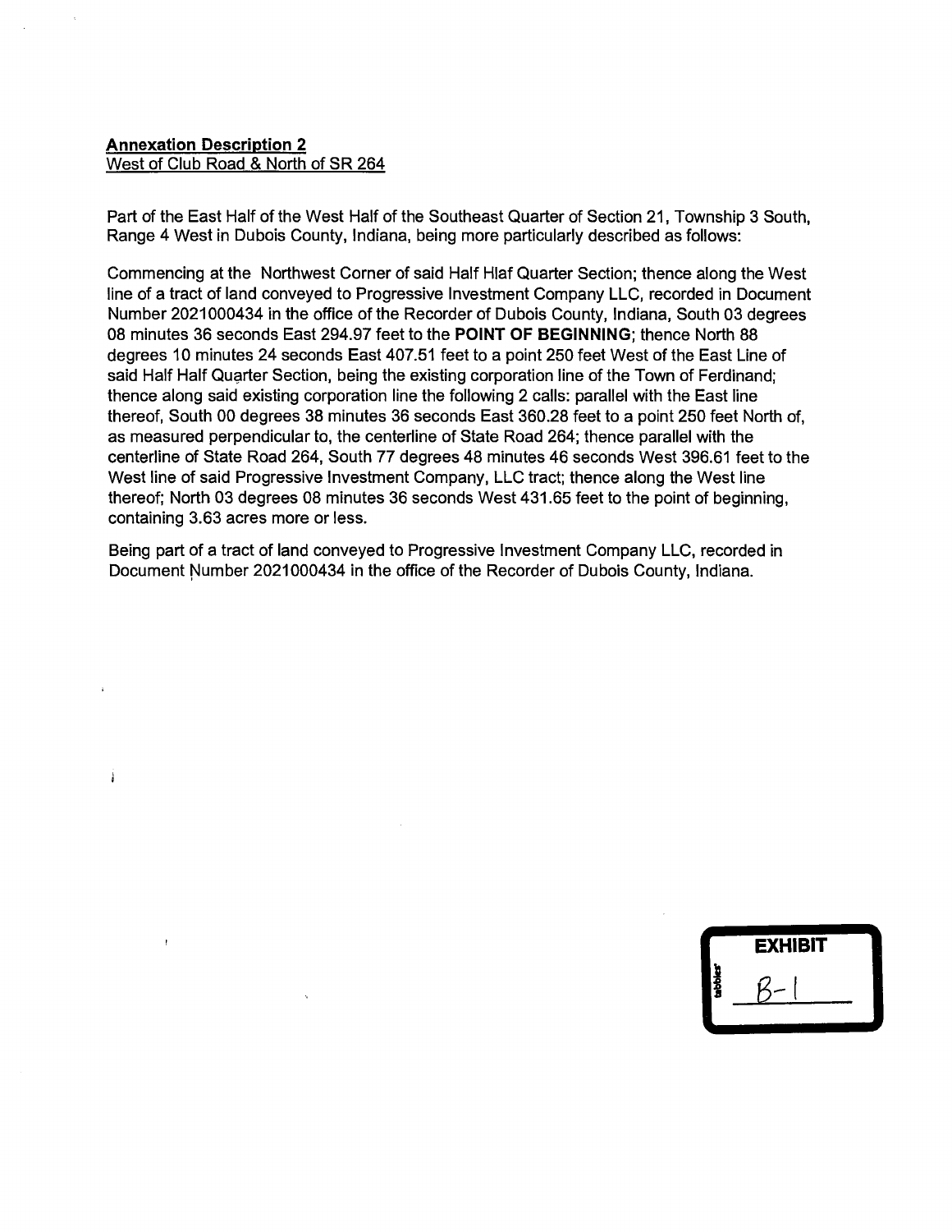**Annexation Description 2**
West of Club Road & North of SR 264

Part of the East Half of the West Half of the Southeast Quarter of Section 21, Township 3 South, Range 4 West in Dubois County, Indiana, being more particularly described as follows:

Commencing at the Northwest Corner of said Half Hlaf Quarter Section; thence along the West line of a tract of land conveyed to Progressive Investment Company LLC, recorded in Document Number 2021000434 in the office of the Recorder of Dubois County, Indiana, South 03 degrees 08 minutes 36 seconds East 294.97 feet to the **POINT OF BEGINNING**; thence North 88 degrees 10 minutes 24 seconds East 407.51 feet to a point 250 feet West of the East Line of said Half Half Quarter Section, being the existing corporation line of the Town of Ferdinand; thence along said existing corporation line the following 2 calls: parallel with the East line thereof, South 00 degrees 38 minutes 36 seconds East 360.28 feet to a point 250 feet North of, as measured perpendicular to, the centerline of State Road 264; thence parallel with the centerline of State Road 264, South 77 degrees 48 minutes 46 seconds West 396.61 feet to the West line of said Progressive Investment Company, LLC tract; thence along the West line thereof; North 03 degrees 08 minutes 36 seconds West 431.65 feet to the point of beginning, containing 3.63 acres more or less.

Being part of a tract of land conveyed to Progressive Investment Company LLC, recorded in Document Number 2021000434 in the office of the Recorder of Dubois County, Indiana.

EXHIBIT
B-1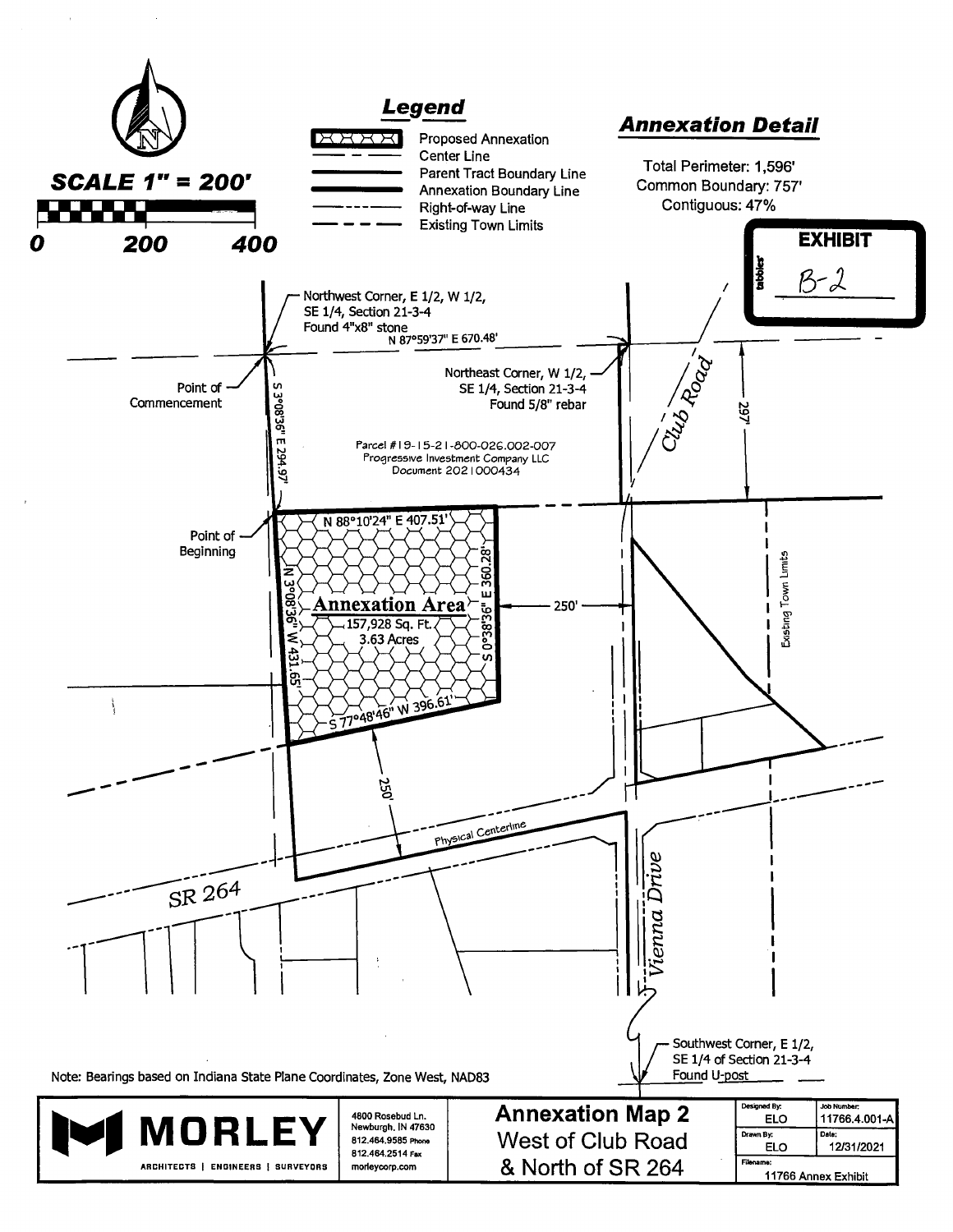SCALE 1" = 200'

0 200 400

## Legend

- Proposed Annexation
- Center Line
- Parent Tract Boundary Line
- Annexation Boundary Line
- Right-of-way Line
- Existing Town Limits

## Annexation Detail

Total Perimeter: 1,596'
Common Boundary: 757'
Contiguous: 47%

**EXHIBIT**
B-2

Northwest Corner, E 1/2, W 1/2, SE 1/4, Section 21-3-4
Found 4"x8" stone

N 87°59'37" E 670.48'

Northeast Corner, W 1/2, SE 1/4, Section 21-3-4
Found 5/8" rebar

Point of Commencement

S 3°08'36" E 294.97'

Parcel #19-15-21-800-026.002-007
Progressive Investment Company LLC
Document 2021000434

Club Road

297'

Point of Beginning

N 88°10'24" E 407.51'

N 3°08'36" W 431.65'

**Annexation Area**
157,928 Sq. Ft.
3.63 Acres

S 0°38'36" E 360.28'

250'

Existing Town Limits

S 77°48'46" W 396.61'

250'

Physical Centerline

SR 264

Vienna Drive

Southwest Corner, E 1/2, SE 1/4 of Section 21-3-4
Found U-post

Note: Bearings based on Indiana State Plane Coordinates, Zone West, NAD83

**MORLEY**
ARCHITECTS | ENGINEERS | SURVEYORS

4800 Rosebud Ln.
Newburgh, IN 47630
812.464.9585 Phone
812.464.2514 Fax
morleycorp.com

**Annexation Map 2**
West of Club Road
& North of SR 264

| Designed By: | Job Number: |
|---|---|
| ELO | 11766.4.001-A |
| Drawn By: | Date: |
| ELO | 12/31/2021 |
| Filename: | |
| 11766 Annex Exhibit | |